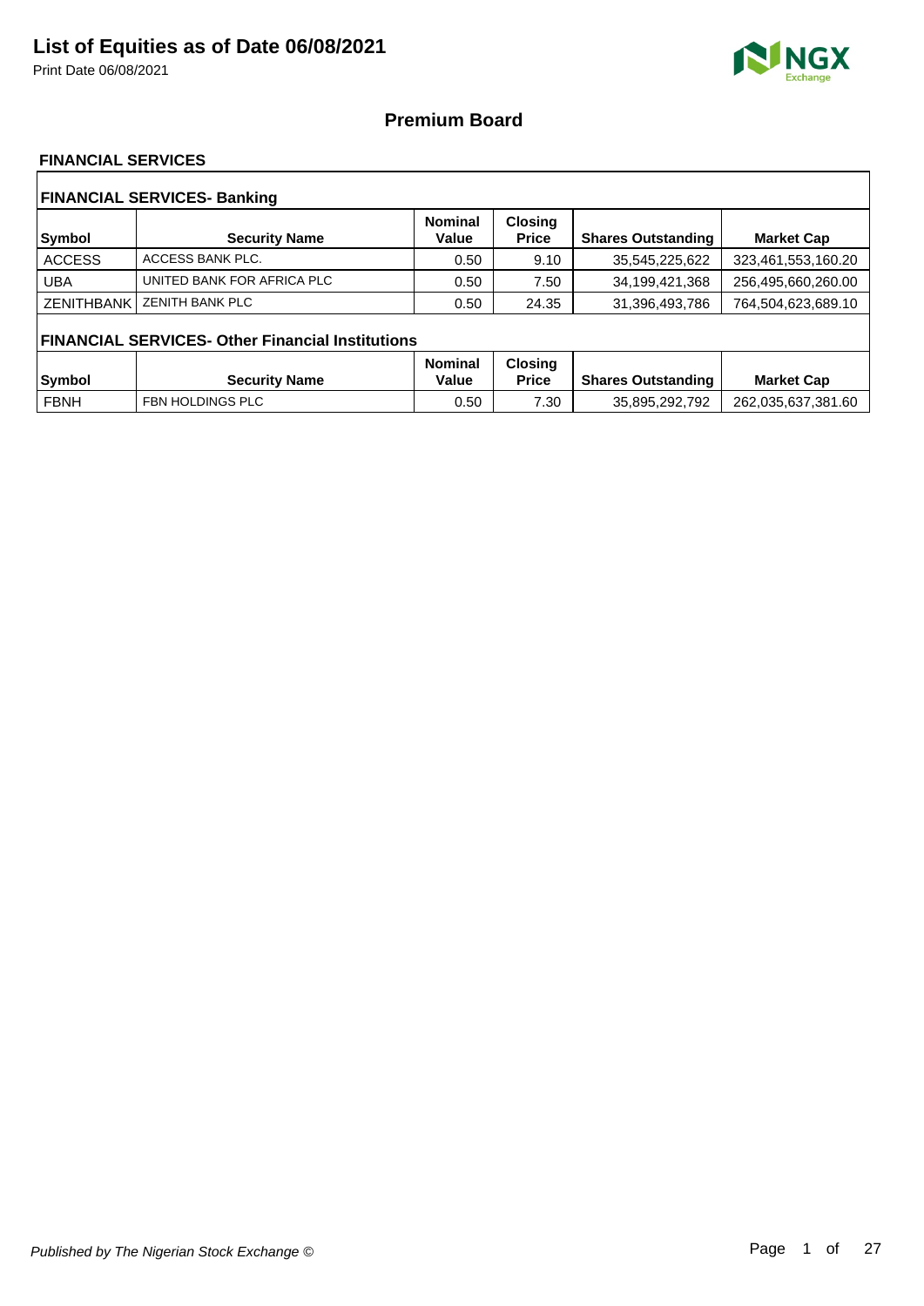# List of Equities as of Date 06/08/2021

Print Date 06/08/2021

## Premium Board

### FINANCIAL SERVICES

#### FINANCIAL SERVICES- Banking

| Symbol | Security Name | Nominal Value | Closing Price | Shares Outstanding | Market Cap |
|---|---|---|---|---|---|
| ACCESS | ACCESS BANK PLC. | 0.50 | 9.10 | 35,545,225,622 | 323,461,553,160.20 |
| UBA | UNITED BANK FOR AFRICA PLC | 0.50 | 7.50 | 34,199,421,368 | 256,495,660,260.00 |
| ZENITHBANK | ZENITH BANK PLC | 0.50 | 24.35 | 31,396,493,786 | 764,504,623,689.10 |

#### FINANCIAL SERVICES- Other Financial Institutions

| Symbol | Security Name | Nominal Value | Closing Price | Shares Outstanding | Market Cap |
|---|---|---|---|---|---|
| FBNH | FBN HOLDINGS PLC | 0.50 | 7.30 | 35,895,292,792 | 262,035,637,381.60 |

*Published by The Nigerian Stock Exchange ©*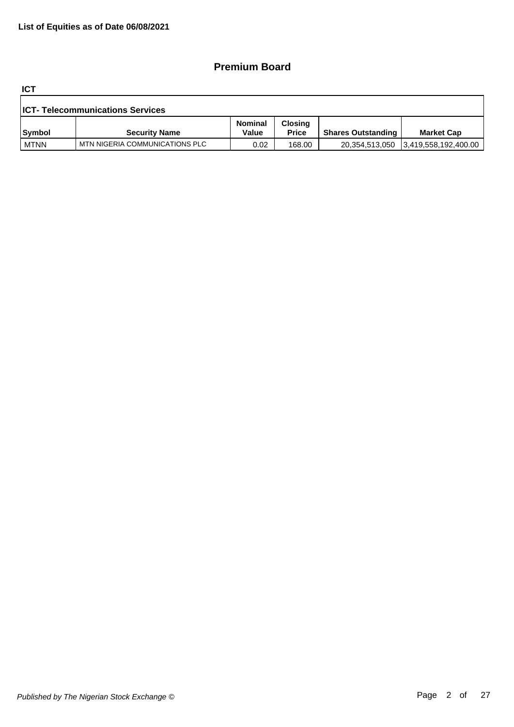**List of Equities as of Date 06/08/2021**

## Premium Board

### ICT

| ICT- Telecommunications Services | | | | | |
|---|---|---|---|---|---|
| **Symbol** | **Security Name** | **Nominal Value** | **Closing Price** | **Shares Outstanding** | **Market Cap** |
| MTNN | MTN NIGERIA COMMUNICATIONS PLC | 0.02 | 168.00 | 20,354,513,050 | 3,419,558,192,400.00 |

*Published by The Nigerian Stock Exchange ©*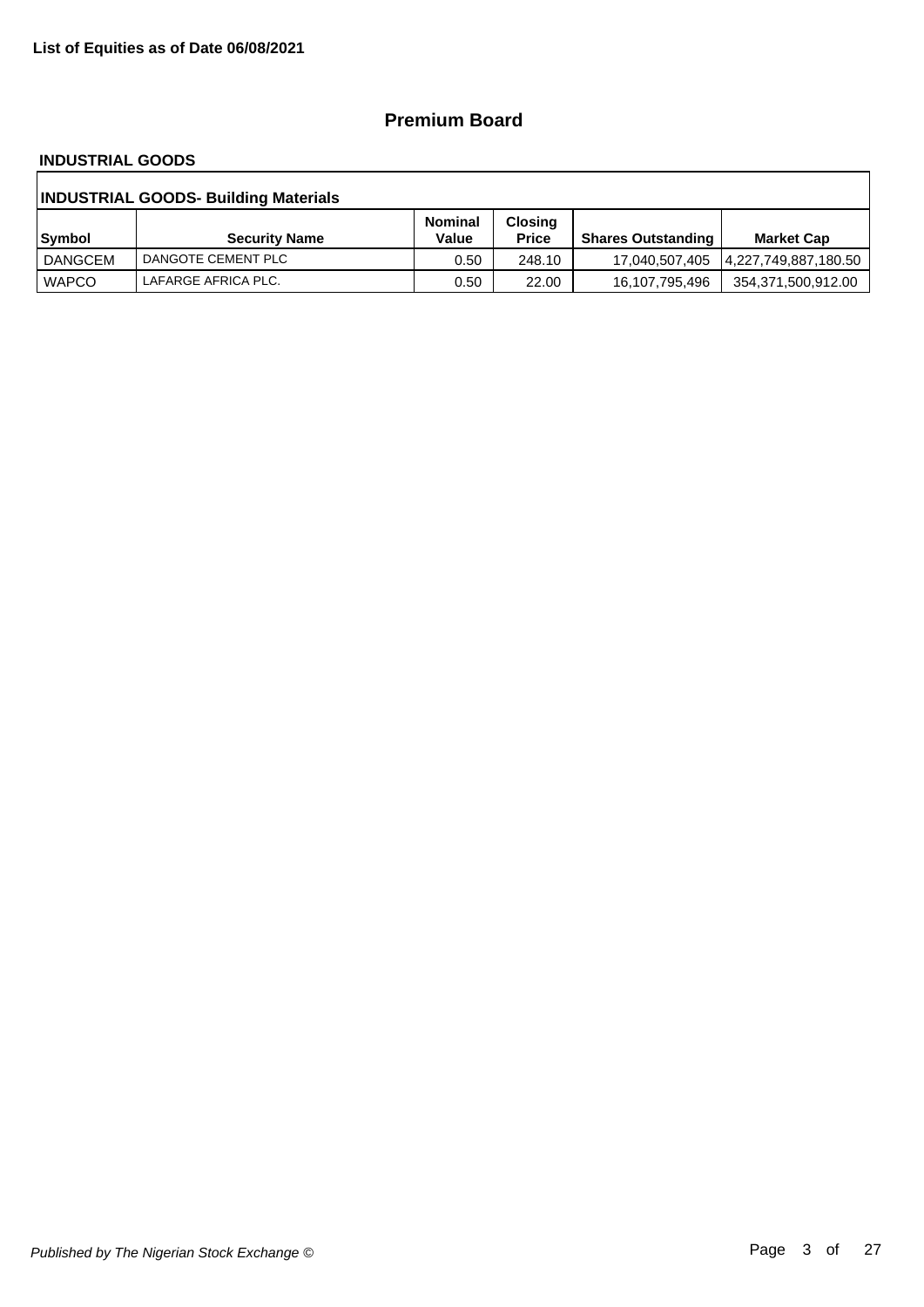**List of Equities as of Date 06/08/2021**

## Premium Board

### INDUSTRIAL GOODS

| INDUSTRIAL GOODS- Building Materials | | | | | |
|---|---|---|---|---|---|
| **Symbol** | **Security Name** | **Nominal Value** | **Closing Price** | **Shares Outstanding** | **Market Cap** |
| DANGCEM | DANGOTE CEMENT PLC | 0.50 | 248.10 | 17,040,507,405 | 4,227,749,887,180.50 |
| WAPCO | LAFARGE AFRICA PLC. | 0.50 | 22.00 | 16,107,795,496 | 354,371,500,912.00 |

*Published by The Nigerian Stock Exchange ©*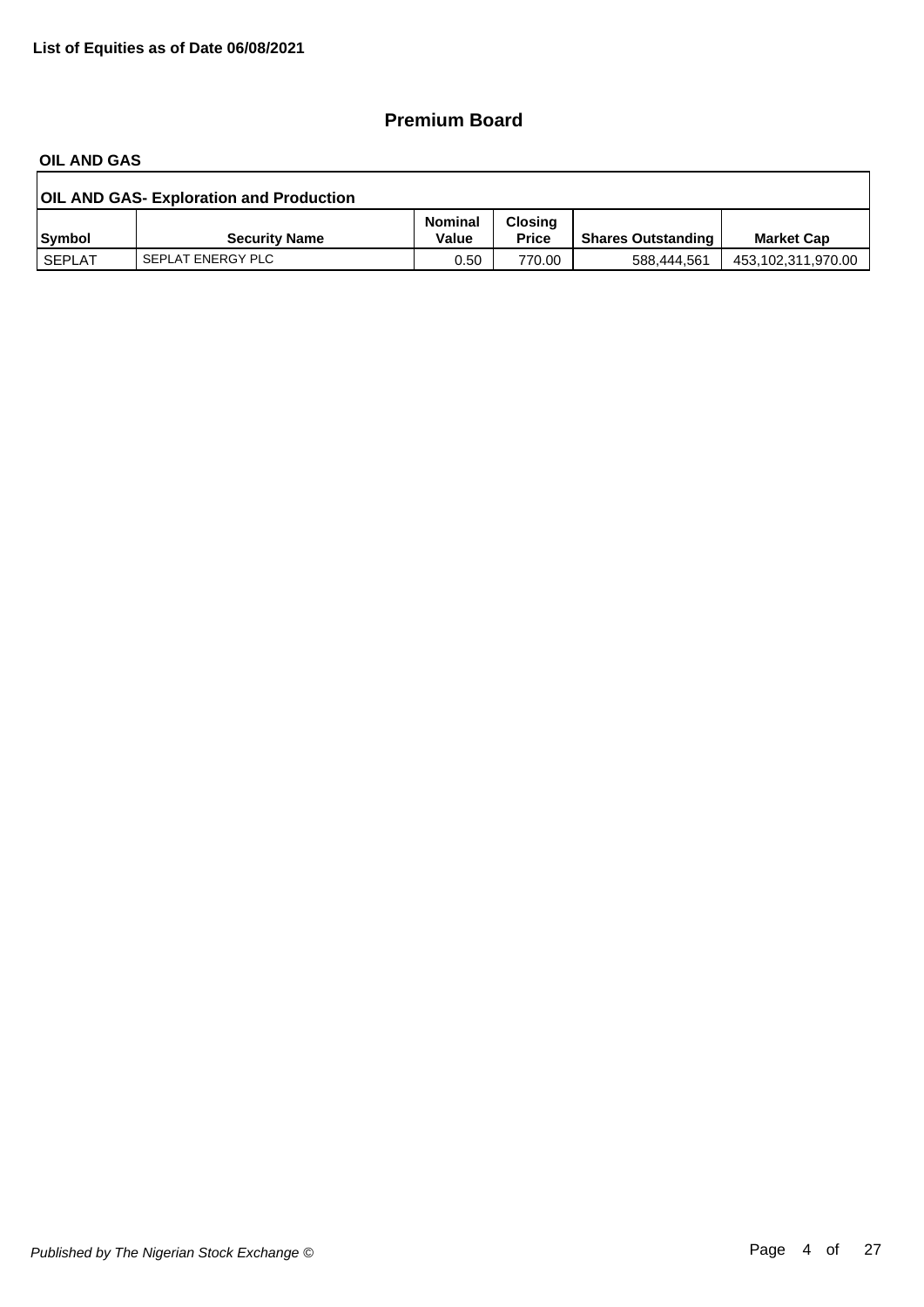**List of Equities as of Date 06/08/2021**

## Premium Board

### OIL AND GAS

| OIL AND GAS- Exploration and Production | | | | | |
|---|---|---|---|---|---|
| **Symbol** | **Security Name** | **Nominal Value** | **Closing Price** | **Shares Outstanding** | **Market Cap** |
| SEPLAT | SEPLAT ENERGY PLC | 0.50 | 770.00 | 588,444,561 | 453,102,311,970.00 |

*Published by The Nigerian Stock Exchange ©*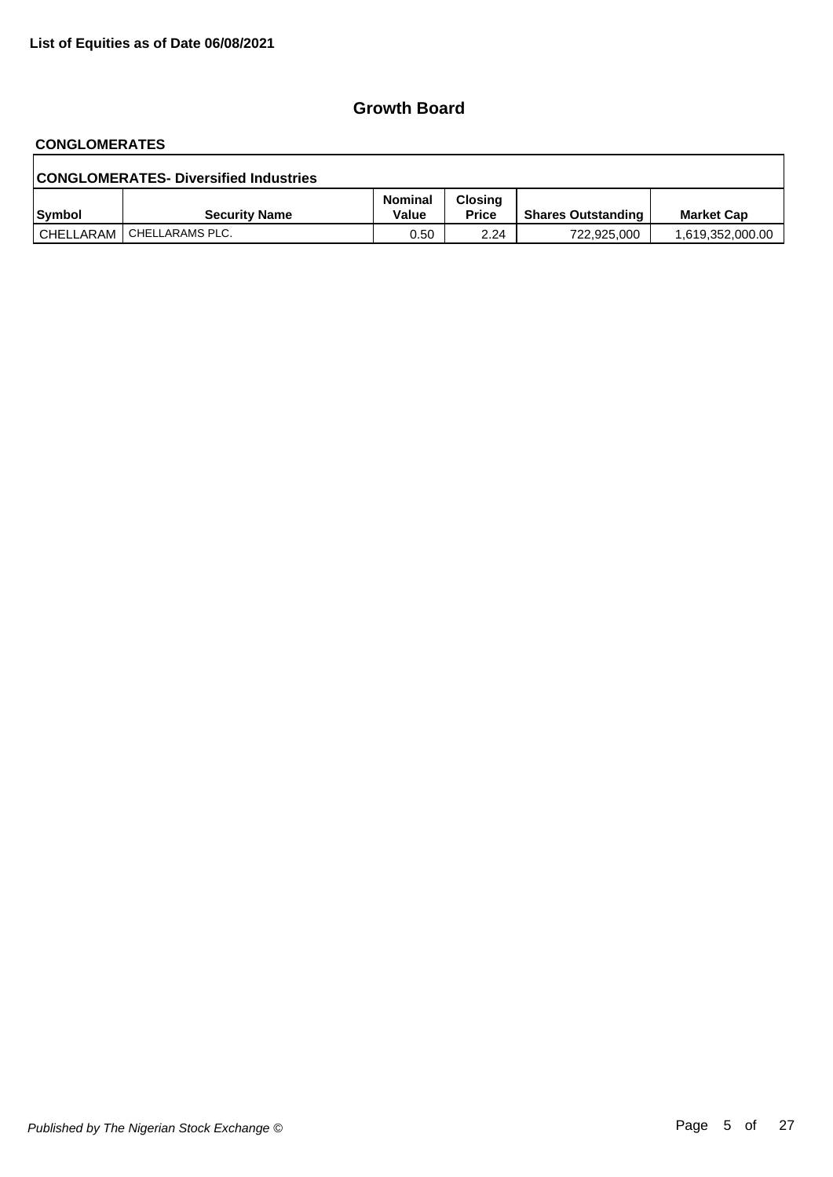**List of Equities as of Date 06/08/2021**

## Growth Board

### CONGLOMERATES

| CONGLOMERATES- Diversified Industries | | | | | |
|---|---|---|---|---|---|
| **Symbol** | **Security Name** | **Nominal Value** | **Closing Price** | **Shares Outstanding** | **Market Cap** |
| CHELLARAM | CHELLARAMS PLC. | 0.50 | 2.24 | 722,925,000 | 1,619,352,000.00 |

*Published by The Nigerian Stock Exchange ©*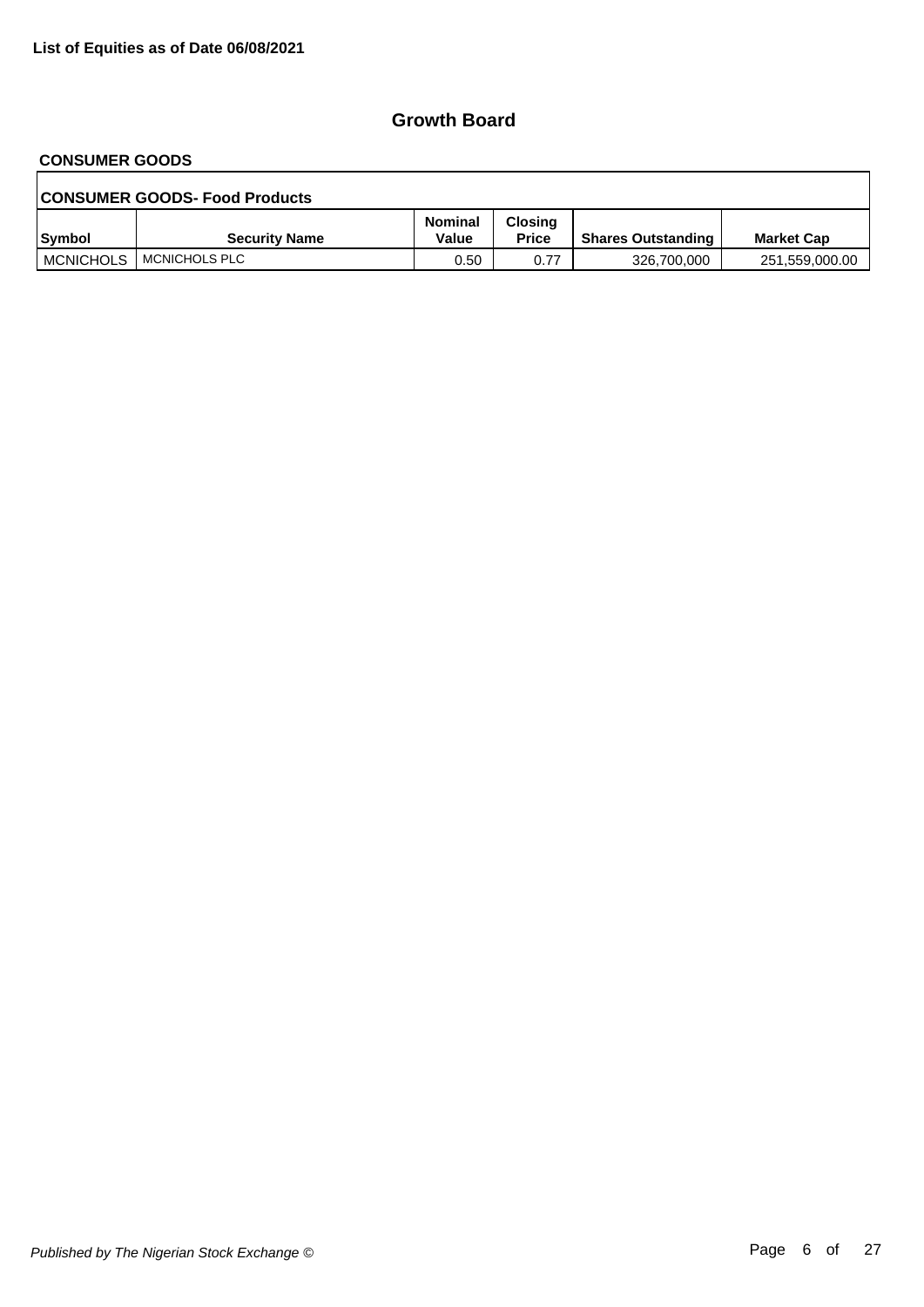**List of Equities as of Date 06/08/2021**

## Growth Board

### CONSUMER GOODS

| CONSUMER GOODS- Food Products | | | | | |
|---|---|---|---|---|---|
| Symbol | Security Name | Nominal Value | Closing Price | Shares Outstanding | Market Cap |
| MCNICHOLS | MCNICHOLS PLC | 0.50 | 0.77 | 326,700,000 | 251,559,000.00 |

*Published by The Nigerian Stock Exchange ©*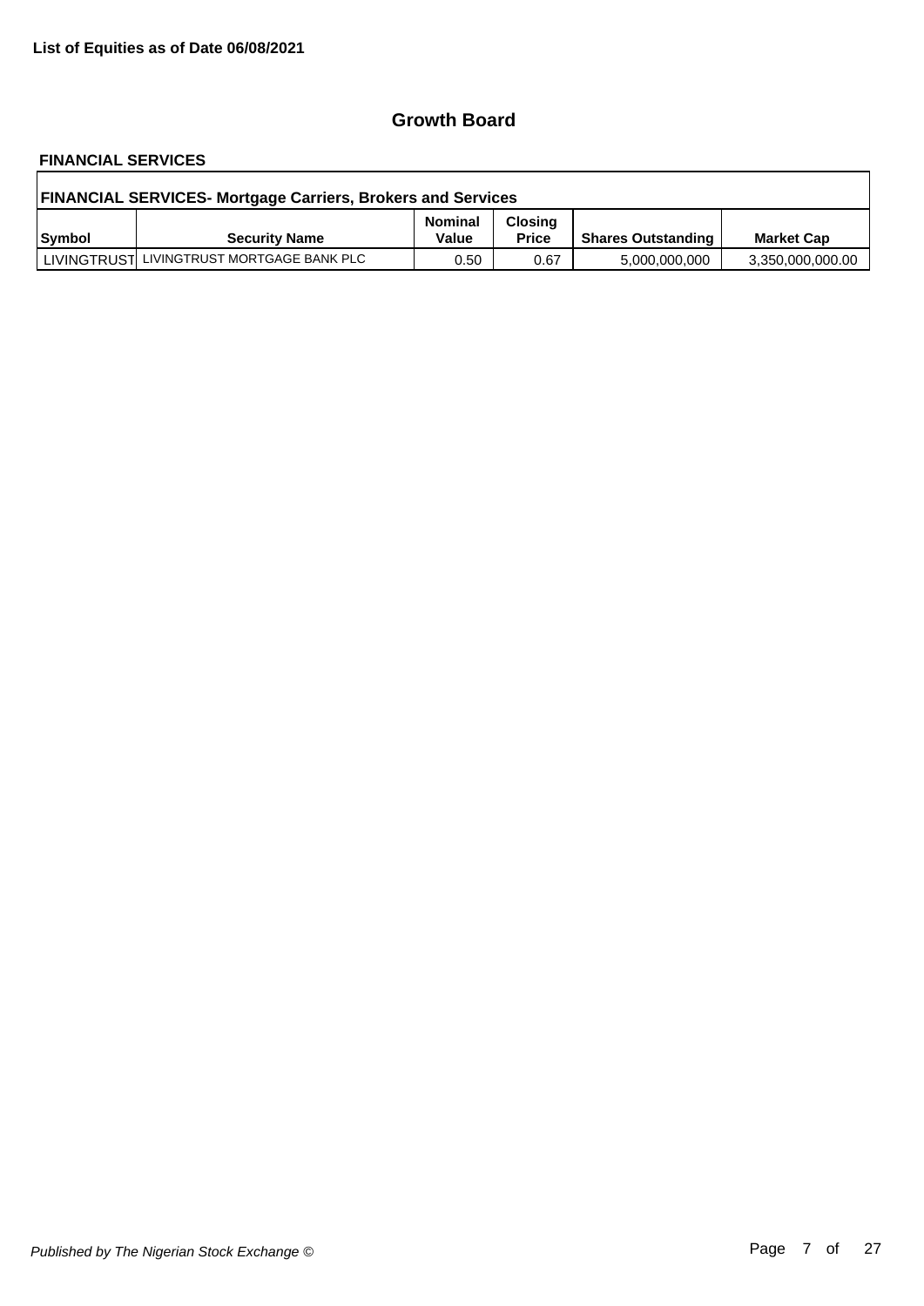**List of Equities as of Date 06/08/2021**

## Growth Board

### FINANCIAL SERVICES

| FINANCIAL SERVICES- Mortgage Carriers, Brokers and Services | | | | | |
|---|---|---|---|---|---|
| Symbol | Security Name | Nominal Value | Closing Price | Shares Outstanding | Market Cap |
| LIVINGTRUST | LIVINGTRUST MORTGAGE BANK PLC | 0.50 | 0.67 | 5,000,000,000 | 3,350,000,000.00 |

*Published by The Nigerian Stock Exchange ©*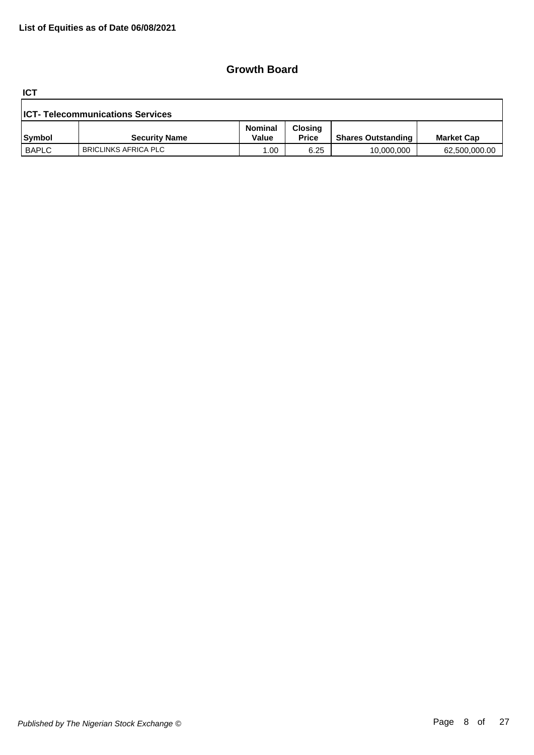**List of Equities as of Date 06/08/2021**

## Growth Board

### ICT

| ICT- Telecommunications Services | | | | | |
|---|---|---|---|---|---|
| Symbol | Security Name | Nominal Value | Closing Price | Shares Outstanding | Market Cap |
| BAPLC | BRICLINKS AFRICA PLC | 1.00 | 6.25 | 10,000,000 | 62,500,000.00 |

*Published by The Nigerian Stock Exchange ©*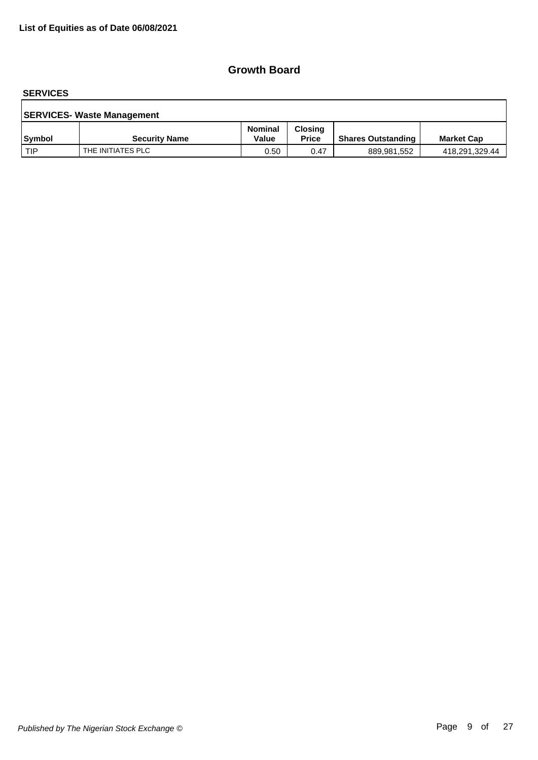**List of Equities as of Date 06/08/2021**

## Growth Board

### SERVICES

| SERVICES- Waste Management | | | | | |
|---|---|---|---|---|---|
| **Symbol** | **Security Name** | **Nominal Value** | **Closing Price** | **Shares Outstanding** | **Market Cap** |
| TIP | THE INITIATES PLC | 0.50 | 0.47 | 889,981,552 | 418,291,329.44 |

*Published by The Nigerian Stock Exchange ©*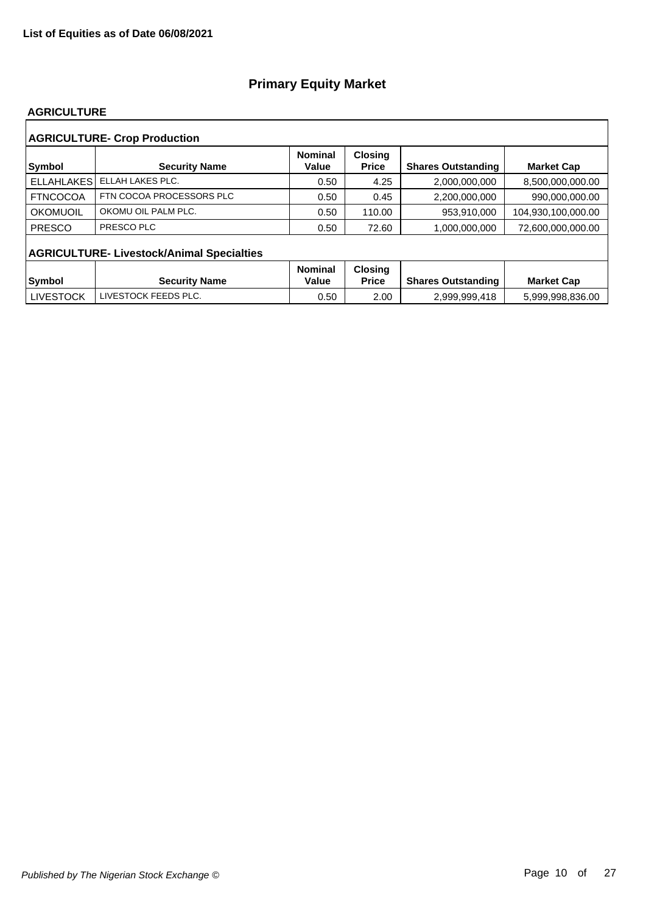**List of Equities as of Date 06/08/2021**

# Primary Equity Market

## AGRICULTURE

### AGRICULTURE- Crop Production

| Symbol | Security Name | Nominal Value | Closing Price | Shares Outstanding | Market Cap |
|---|---|---|---|---|---|
| ELLAHLAKES | ELLAH LAKES PLC. | 0.50 | 4.25 | 2,000,000,000 | 8,500,000,000.00 |
| FTNCOCOA | FTN COCOA PROCESSORS PLC | 0.50 | 0.45 | 2,200,000,000 | 990,000,000.00 |
| OKOMUOIL | OKOMU OIL PALM PLC. | 0.50 | 110.00 | 953,910,000 | 104,930,100,000.00 |
| PRESCO | PRESCO PLC | 0.50 | 72.60 | 1,000,000,000 | 72,600,000,000.00 |

### AGRICULTURE- Livestock/Animal Specialties

| Symbol | Security Name | Nominal Value | Closing Price | Shares Outstanding | Market Cap |
|---|---|---|---|---|---|
| LIVESTOCK | LIVESTOCK FEEDS PLC. | 0.50 | 2.00 | 2,999,999,418 | 5,999,998,836.00 |

*Published by The Nigerian Stock Exchange ©*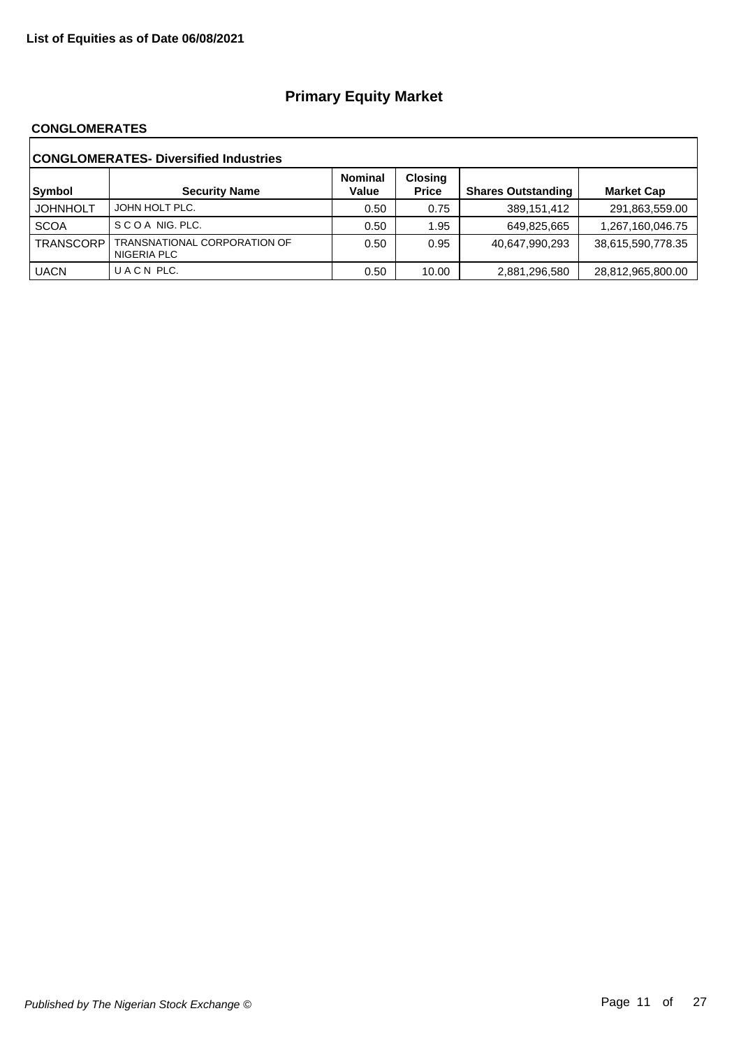**List of Equities as of Date 06/08/2021**

## Primary Equity Market

### CONGLOMERATES

| CONGLOMERATES- Diversified Industries | | | | | |
|---|---|---|---|---|---|
| **Symbol** | **Security Name** | **Nominal Value** | **Closing Price** | **Shares Outstanding** | **Market Cap** |
| JOHNHOLT | JOHN HOLT PLC. | 0.50 | 0.75 | 389,151,412 | 291,863,559.00 |
| SCOA | S C O A NIG. PLC. | 0.50 | 1.95 | 649,825,665 | 1,267,160,046.75 |
| TRANSCORP | TRANSNATIONAL CORPORATION OF NIGERIA PLC | 0.50 | 0.95 | 40,647,990,293 | 38,615,590,778.35 |
| UACN | U A C N PLC. | 0.50 | 10.00 | 2,881,296,580 | 28,812,965,800.00 |

*Published by The Nigerian Stock Exchange ©*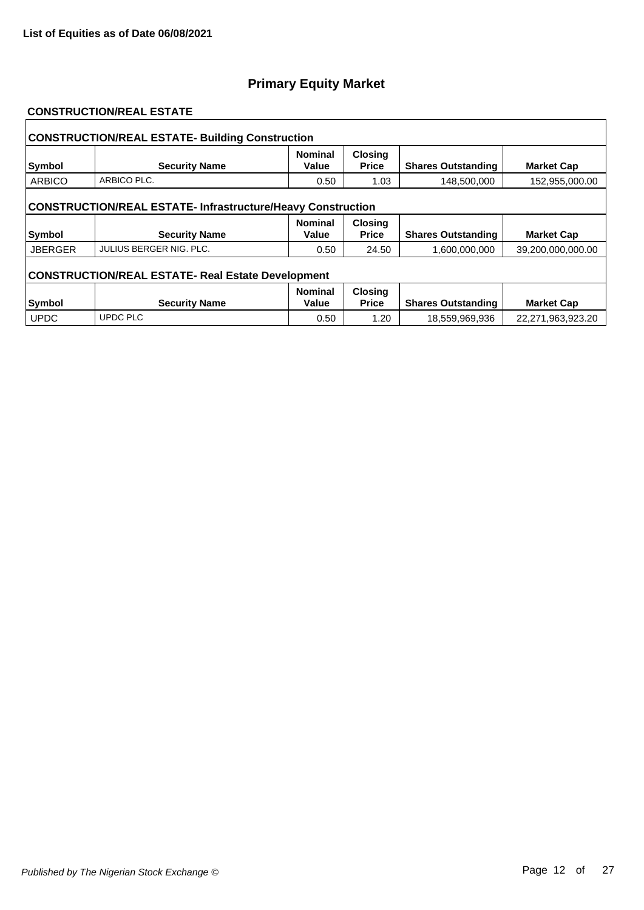**List of Equities as of Date 06/08/2021**

# Primary Equity Market

## CONSTRUCTION/REAL ESTATE

### CONSTRUCTION/REAL ESTATE- Building Construction

| Symbol | Security Name | Nominal Value | Closing Price | Shares Outstanding | Market Cap |
|---|---|---|---|---|---|
| ARBICO | ARBICO PLC. | 0.50 | 1.03 | 148,500,000 | 152,955,000.00 |

### CONSTRUCTION/REAL ESTATE- Infrastructure/Heavy Construction

| Symbol | Security Name | Nominal Value | Closing Price | Shares Outstanding | Market Cap |
|---|---|---|---|---|---|
| JBERGER | JULIUS BERGER NIG. PLC. | 0.50 | 24.50 | 1,600,000,000 | 39,200,000,000.00 |

### CONSTRUCTION/REAL ESTATE- Real Estate Development

| Symbol | Security Name | Nominal Value | Closing Price | Shares Outstanding | Market Cap |
|---|---|---|---|---|---|
| UPDC | UPDC PLC | 0.50 | 1.20 | 18,559,969,936 | 22,271,963,923.20 |

*Published by The Nigerian Stock Exchange ©*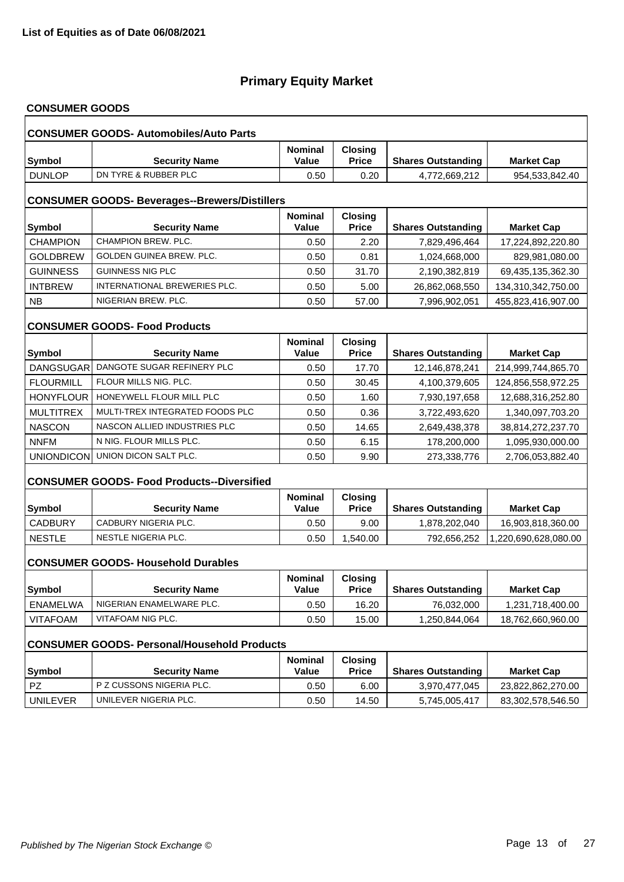**List of Equities as of Date 06/08/2021**

# Primary Equity Market

## CONSUMER GOODS

### CONSUMER GOODS- Automobiles/Auto Parts

| Symbol | Security Name | Nominal Value | Closing Price | Shares Outstanding | Market Cap |
|---|---|---|---|---|---|
| DUNLOP | DN TYRE & RUBBER PLC | 0.50 | 0.20 | 4,772,669,212 | 954,533,842.40 |

### CONSUMER GOODS- Beverages--Brewers/Distillers

| Symbol | Security Name | Nominal Value | Closing Price | Shares Outstanding | Market Cap |
|---|---|---|---|---|---|
| CHAMPION | CHAMPION BREW. PLC. | 0.50 | 2.20 | 7,829,496,464 | 17,224,892,220.80 |
| GOLDBREW | GOLDEN GUINEA BREW. PLC. | 0.50 | 0.81 | 1,024,668,000 | 829,981,080.00 |
| GUINNESS | GUINNESS NIG PLC | 0.50 | 31.70 | 2,190,382,819 | 69,435,135,362.30 |
| INTBREW | INTERNATIONAL BREWERIES PLC. | 0.50 | 5.00 | 26,862,068,550 | 134,310,342,750.00 |
| NB | NIGERIAN BREW. PLC. | 0.50 | 57.00 | 7,996,902,051 | 455,823,416,907.00 |

### CONSUMER GOODS- Food Products

| Symbol | Security Name | Nominal Value | Closing Price | Shares Outstanding | Market Cap |
|---|---|---|---|---|---|
| DANGSUGAR | DANGOTE SUGAR REFINERY PLC | 0.50 | 17.70 | 12,146,878,241 | 214,999,744,865.70 |
| FLOURMILL | FLOUR MILLS NIG. PLC. | 0.50 | 30.45 | 4,100,379,605 | 124,856,558,972.25 |
| HONYFLOUR | HONEYWELL FLOUR MILL PLC | 0.50 | 1.60 | 7,930,197,658 | 12,688,316,252.80 |
| MULTITREX | MULTI-TREX INTEGRATED FOODS PLC | 0.50 | 0.36 | 3,722,493,620 | 1,340,097,703.20 |
| NASCON | NASCON ALLIED INDUSTRIES PLC | 0.50 | 14.65 | 2,649,438,378 | 38,814,272,237.70 |
| NNFM | N NIG. FLOUR MILLS PLC. | 0.50 | 6.15 | 178,200,000 | 1,095,930,000.00 |
| UNIONDICON | UNION DICON SALT PLC. | 0.50 | 9.90 | 273,338,776 | 2,706,053,882.40 |

### CONSUMER GOODS- Food Products--Diversified

| Symbol | Security Name | Nominal Value | Closing Price | Shares Outstanding | Market Cap |
|---|---|---|---|---|---|
| CADBURY | CADBURY NIGERIA PLC. | 0.50 | 9.00 | 1,878,202,040 | 16,903,818,360.00 |
| NESTLE | NESTLE NIGERIA PLC. | 0.50 | 1,540.00 | 792,656,252 | 1,220,690,628,080.00 |

### CONSUMER GOODS- Household Durables

| Symbol | Security Name | Nominal Value | Closing Price | Shares Outstanding | Market Cap |
|---|---|---|---|---|---|
| ENAMELWA | NIGERIAN ENAMELWARE PLC. | 0.50 | 16.20 | 76,032,000 | 1,231,718,400.00 |
| VITAFOAM | VITAFOAM NIG PLC. | 0.50 | 15.00 | 1,250,844,064 | 18,762,660,960.00 |

### CONSUMER GOODS- Personal/Household Products

| Symbol | Security Name | Nominal Value | Closing Price | Shares Outstanding | Market Cap |
|---|---|---|---|---|---|
| PZ | P Z CUSSONS NIGERIA PLC. | 0.50 | 6.00 | 3,970,477,045 | 23,822,862,270.00 |
| UNILEVER | UNILEVER NIGERIA PLC. | 0.50 | 14.50 | 5,745,005,417 | 83,302,578,546.50 |

*Published by The Nigerian Stock Exchange ©*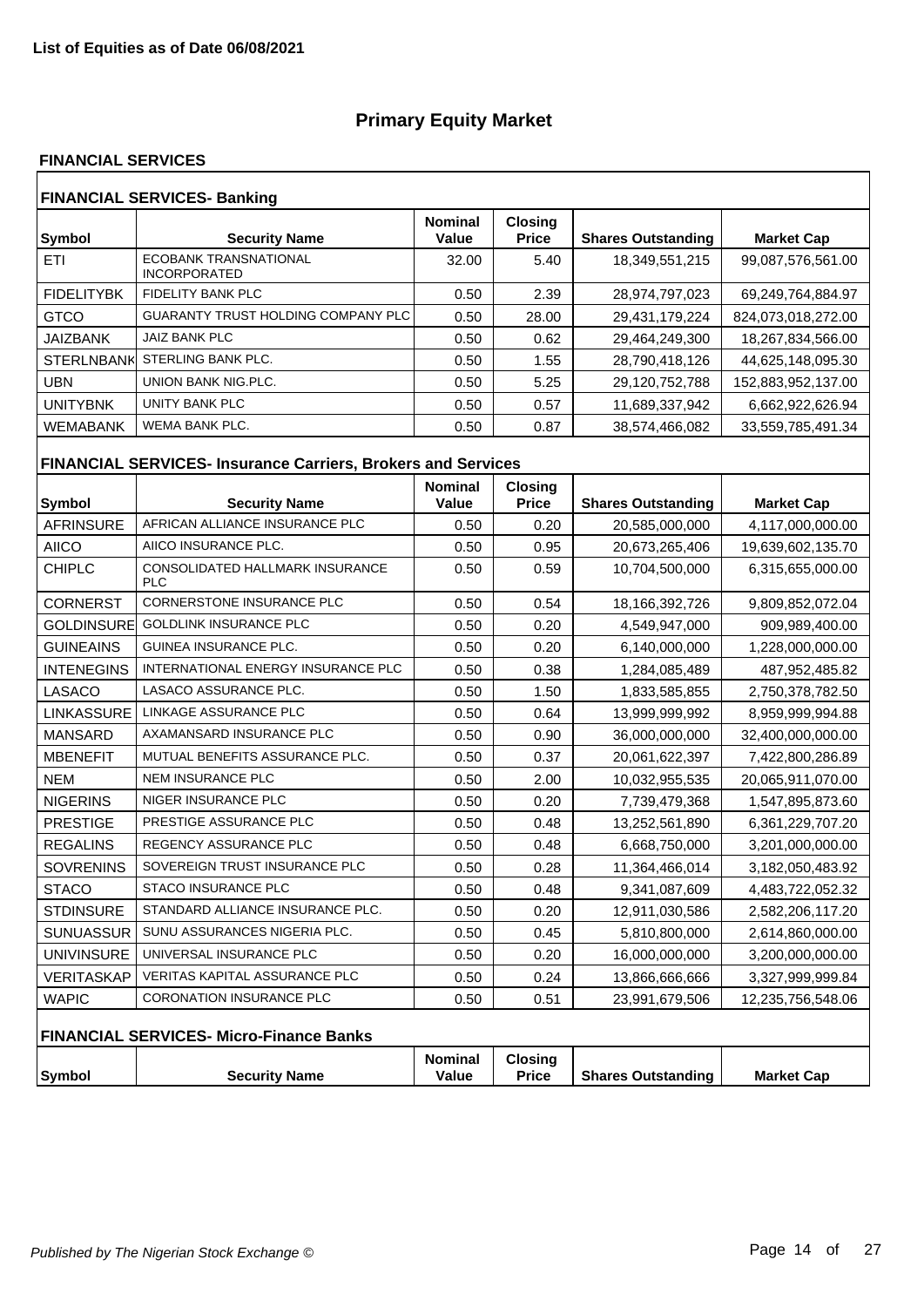**List of Equities as of Date 06/08/2021**

# Primary Equity Market

## FINANCIAL SERVICES

### FINANCIAL SERVICES- Banking

| Symbol | Security Name | Nominal Value | Closing Price | Shares Outstanding | Market Cap |
|---|---|---|---|---|---|
| ETI | ECOBANK TRANSNATIONAL INCORPORATED | 32.00 | 5.40 | 18,349,551,215 | 99,087,576,561.00 |
| FIDELITYBK | FIDELITY BANK PLC | 0.50 | 2.39 | 28,974,797,023 | 69,249,764,884.97 |
| GTCO | GUARANTY TRUST HOLDING COMPANY PLC | 0.50 | 28.00 | 29,431,179,224 | 824,073,018,272.00 |
| JAIZBANK | JAIZ BANK PLC | 0.50 | 0.62 | 29,464,249,300 | 18,267,834,566.00 |
| STERLNBANK | STERLING BANK PLC. | 0.50 | 1.55 | 28,790,418,126 | 44,625,148,095.30 |
| UBN | UNION BANK NIG.PLC. | 0.50 | 5.25 | 29,120,752,788 | 152,883,952,137.00 |
| UNITYBNK | UNITY BANK PLC | 0.50 | 0.57 | 11,689,337,942 | 6,662,922,626.94 |
| WEMABANK | WEMA BANK PLC. | 0.50 | 0.87 | 38,574,466,082 | 33,559,785,491.34 |

### FINANCIAL SERVICES- Insurance Carriers, Brokers and Services

| Symbol | Security Name | Nominal Value | Closing Price | Shares Outstanding | Market Cap |
|---|---|---|---|---|---|
| AFRINSURE | AFRICAN ALLIANCE INSURANCE PLC | 0.50 | 0.20 | 20,585,000,000 | 4,117,000,000.00 |
| AIICO | AIICO INSURANCE PLC. | 0.50 | 0.95 | 20,673,265,406 | 19,639,602,135.70 |
| CHIPLC | CONSOLIDATED HALLMARK INSURANCE PLC | 0.50 | 0.59 | 10,704,500,000 | 6,315,655,000.00 |
| CORNERST | CORNERSTONE INSURANCE PLC | 0.50 | 0.54 | 18,166,392,726 | 9,809,852,072.04 |
| GOLDINSURE | GOLDLINK INSURANCE PLC | 0.50 | 0.20 | 4,549,947,000 | 909,989,400.00 |
| GUINEAINS | GUINEA INSURANCE PLC. | 0.50 | 0.20 | 6,140,000,000 | 1,228,000,000.00 |
| INTENEGINS | INTERNATIONAL ENERGY INSURANCE PLC | 0.50 | 0.38 | 1,284,085,489 | 487,952,485.82 |
| LASACO | LASACO ASSURANCE PLC. | 0.50 | 1.50 | 1,833,585,855 | 2,750,378,782.50 |
| LINKASSURE | LINKAGE ASSURANCE PLC | 0.50 | 0.64 | 13,999,999,992 | 8,959,999,994.88 |
| MANSARD | AXAMANSARD INSURANCE PLC | 0.50 | 0.90 | 36,000,000,000 | 32,400,000,000.00 |
| MBENEFIT | MUTUAL BENEFITS ASSURANCE PLC. | 0.50 | 0.37 | 20,061,622,397 | 7,422,800,286.89 |
| NEM | NEM INSURANCE PLC | 0.50 | 2.00 | 10,032,955,535 | 20,065,911,070.00 |
| NIGERINS | NIGER INSURANCE PLC | 0.50 | 0.20 | 7,739,479,368 | 1,547,895,873.60 |
| PRESTIGE | PRESTIGE ASSURANCE PLC | 0.50 | 0.48 | 13,252,561,890 | 6,361,229,707.20 |
| REGALINS | REGENCY ASSURANCE PLC | 0.50 | 0.48 | 6,668,750,000 | 3,201,000,000.00 |
| SOVRENINS | SOVEREIGN TRUST INSURANCE PLC | 0.50 | 0.28 | 11,364,466,014 | 3,182,050,483.92 |
| STACO | STACO INSURANCE PLC | 0.50 | 0.48 | 9,341,087,609 | 4,483,722,052.32 |
| STDINSURE | STANDARD ALLIANCE INSURANCE PLC. | 0.50 | 0.20 | 12,911,030,586 | 2,582,206,117.20 |
| SUNUASSUR | SUNU ASSURANCES NIGERIA PLC. | 0.50 | 0.45 | 5,810,800,000 | 2,614,860,000.00 |
| UNIVINSURE | UNIVERSAL INSURANCE PLC | 0.50 | 0.20 | 16,000,000,000 | 3,200,000,000.00 |
| VERITASKAP | VERITAS KAPITAL ASSURANCE PLC | 0.50 | 0.24 | 13,866,666,666 | 3,327,999,999.84 |
| WAPIC | CORONATION INSURANCE PLC | 0.50 | 0.51 | 23,991,679,506 | 12,235,756,548.06 |

### FINANCIAL SERVICES- Micro-Finance Banks

| Symbol | Security Name | Nominal Value | Closing Price | Shares Outstanding | Market Cap |
|---|---|---|---|---|---|

*Published by The Nigerian Stock Exchange ©*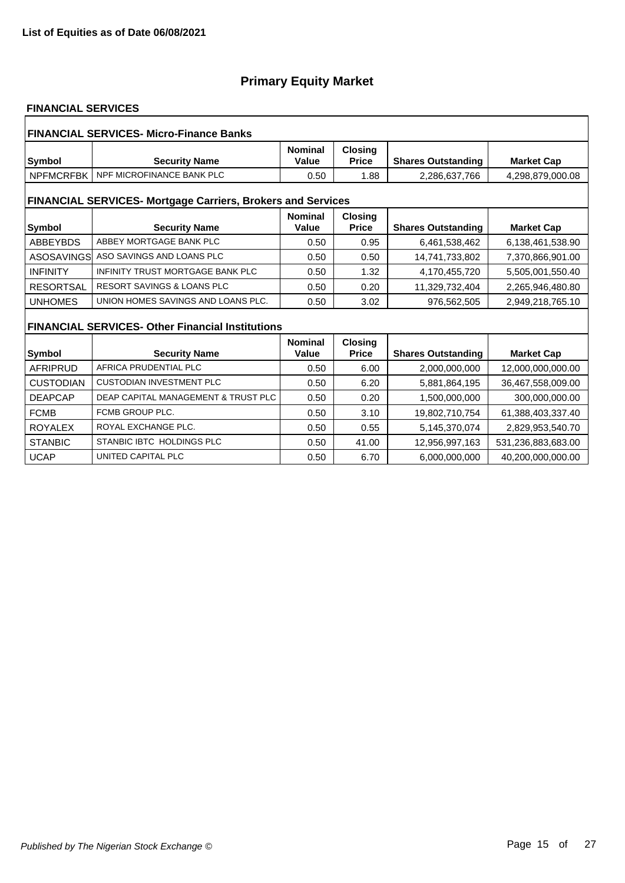**List of Equities as of Date 06/08/2021**

# Primary Equity Market

## FINANCIAL SERVICES

### FINANCIAL SERVICES- Micro-Finance Banks

| Symbol | Security Name | Nominal Value | Closing Price | Shares Outstanding | Market Cap |
|---|---|---|---|---|---|
| NPFMCRFBK | NPF MICROFINANCE BANK PLC | 0.50 | 1.88 | 2,286,637,766 | 4,298,879,000.08 |

### FINANCIAL SERVICES- Mortgage Carriers, Brokers and Services

| Symbol | Security Name | Nominal Value | Closing Price | Shares Outstanding | Market Cap |
|---|---|---|---|---|---|
| ABBEYBDS | ABBEY MORTGAGE BANK PLC | 0.50 | 0.95 | 6,461,538,462 | 6,138,461,538.90 |
| ASOSAVINGS | ASO SAVINGS AND LOANS PLC | 0.50 | 0.50 | 14,741,733,802 | 7,370,866,901.00 |
| INFINITY | INFINITY TRUST MORTGAGE BANK PLC | 0.50 | 1.32 | 4,170,455,720 | 5,505,001,550.40 |
| RESORTSAL | RESORT SAVINGS & LOANS PLC | 0.50 | 0.20 | 11,329,732,404 | 2,265,946,480.80 |
| UNHOMES | UNION HOMES SAVINGS AND LOANS PLC. | 0.50 | 3.02 | 976,562,505 | 2,949,218,765.10 |

### FINANCIAL SERVICES- Other Financial Institutions

| Symbol | Security Name | Nominal Value | Closing Price | Shares Outstanding | Market Cap |
|---|---|---|---|---|---|
| AFRIPRUD | AFRICA PRUDENTIAL PLC | 0.50 | 6.00 | 2,000,000,000 | 12,000,000,000.00 |
| CUSTODIAN | CUSTODIAN INVESTMENT PLC | 0.50 | 6.20 | 5,881,864,195 | 36,467,558,009.00 |
| DEAPCAP | DEAP CAPITAL MANAGEMENT & TRUST PLC | 0.50 | 0.20 | 1,500,000,000 | 300,000,000.00 |
| FCMB | FCMB GROUP PLC. | 0.50 | 3.10 | 19,802,710,754 | 61,388,403,337.40 |
| ROYALEX | ROYAL EXCHANGE PLC. | 0.50 | 0.55 | 5,145,370,074 | 2,829,953,540.70 |
| STANBIC | STANBIC IBTC HOLDINGS PLC | 0.50 | 41.00 | 12,956,997,163 | 531,236,883,683.00 |
| UCAP | UNITED CAPITAL PLC | 0.50 | 6.70 | 6,000,000,000 | 40,200,000,000.00 |

*Published by The Nigerian Stock Exchange ©*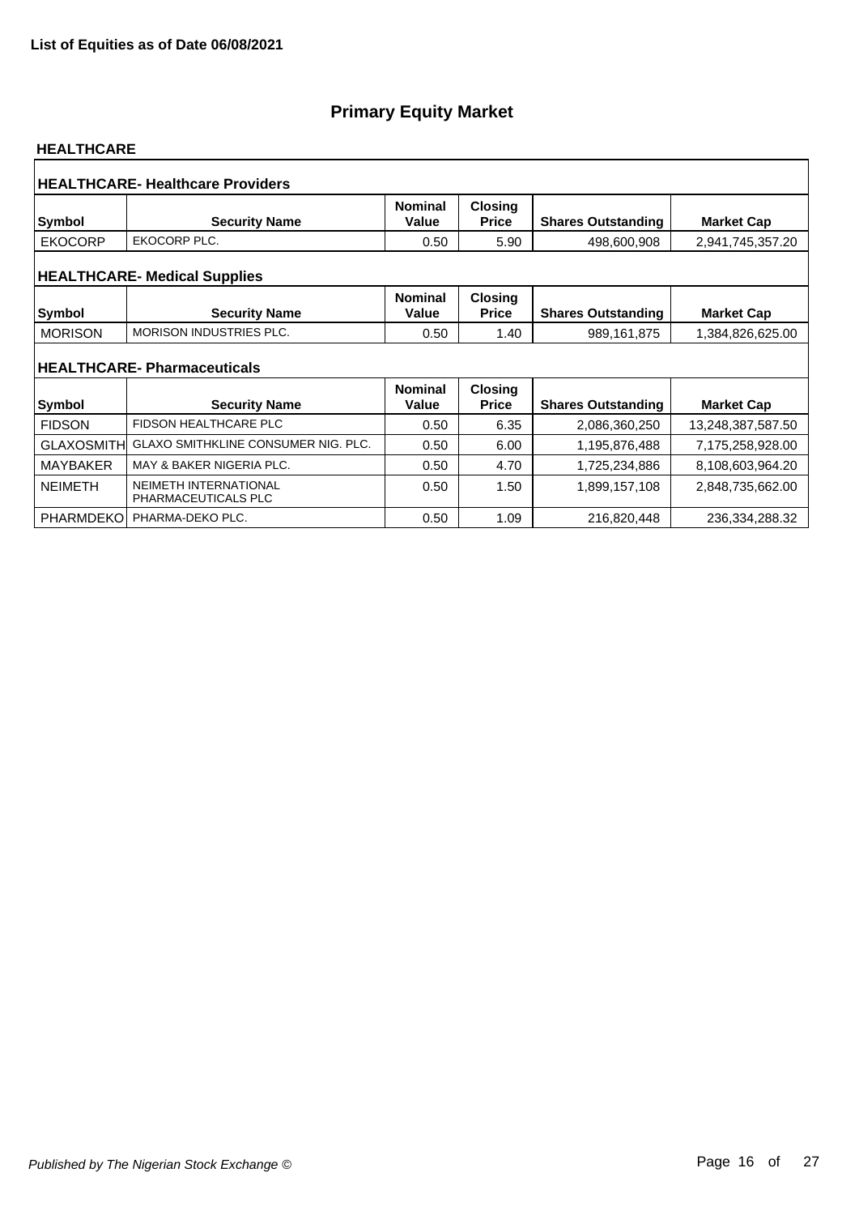**List of Equities as of Date 06/08/2021**

# Primary Equity Market

## HEALTHCARE

### HEALTHCARE- Healthcare Providers

| Symbol | Security Name | Nominal Value | Closing Price | Shares Outstanding | Market Cap |
|---|---|---|---|---|---|
| EKOCORP | EKOCORP PLC. | 0.50 | 5.90 | 498,600,908 | 2,941,745,357.20 |

### HEALTHCARE- Medical Supplies

| Symbol | Security Name | Nominal Value | Closing Price | Shares Outstanding | Market Cap |
|---|---|---|---|---|---|
| MORISON | MORISON INDUSTRIES PLC. | 0.50 | 1.40 | 989,161,875 | 1,384,826,625.00 |

### HEALTHCARE- Pharmaceuticals

| Symbol | Security Name | Nominal Value | Closing Price | Shares Outstanding | Market Cap |
|---|---|---|---|---|---|
| FIDSON | FIDSON HEALTHCARE PLC | 0.50 | 6.35 | 2,086,360,250 | 13,248,387,587.50 |
| GLAXOSMITH | GLAXO SMITHKLINE CONSUMER NIG. PLC. | 0.50 | 6.00 | 1,195,876,488 | 7,175,258,928.00 |
| MAYBAKER | MAY & BAKER NIGERIA PLC. | 0.50 | 4.70 | 1,725,234,886 | 8,108,603,964.20 |
| NEIMETH | NEIMETH INTERNATIONAL PHARMACEUTICALS PLC | 0.50 | 1.50 | 1,899,157,108 | 2,848,735,662.00 |
| PHARMDEKO | PHARMA-DEKO PLC. | 0.50 | 1.09 | 216,820,448 | 236,334,288.32 |

*Published by The Nigerian Stock Exchange ©*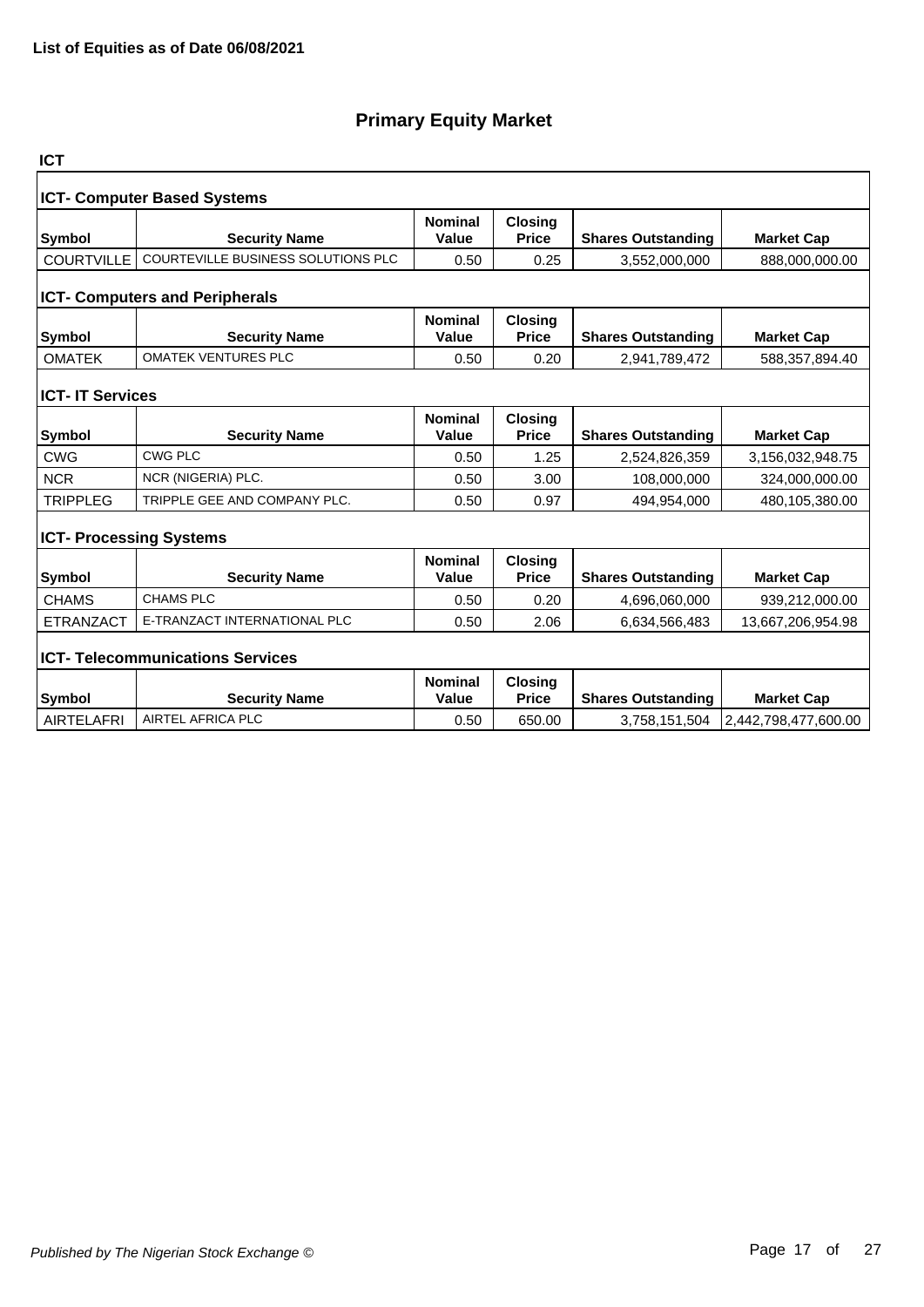**List of Equities as of Date 06/08/2021**

# Primary Equity Market

## ICT

### ICT- Computer Based Systems

| Symbol | Security Name | Nominal Value | Closing Price | Shares Outstanding | Market Cap |
|---|---|---|---|---|---|
| COURTVILLE | COURTEVILLE BUSINESS SOLUTIONS PLC | 0.50 | 0.25 | 3,552,000,000 | 888,000,000.00 |

### ICT- Computers and Peripherals

| Symbol | Security Name | Nominal Value | Closing Price | Shares Outstanding | Market Cap |
|---|---|---|---|---|---|
| OMATEK | OMATEK VENTURES PLC | 0.50 | 0.20 | 2,941,789,472 | 588,357,894.40 |

### ICT- IT Services

| Symbol | Security Name | Nominal Value | Closing Price | Shares Outstanding | Market Cap |
|---|---|---|---|---|---|
| CWG | CWG PLC | 0.50 | 1.25 | 2,524,826,359 | 3,156,032,948.75 |
| NCR | NCR (NIGERIA) PLC. | 0.50 | 3.00 | 108,000,000 | 324,000,000.00 |
| TRIPPLEG | TRIPPLE GEE AND COMPANY PLC. | 0.50 | 0.97 | 494,954,000 | 480,105,380.00 |

### ICT- Processing Systems

| Symbol | Security Name | Nominal Value | Closing Price | Shares Outstanding | Market Cap |
|---|---|---|---|---|---|
| CHAMS | CHAMS PLC | 0.50 | 0.20 | 4,696,060,000 | 939,212,000.00 |
| ETRANZACT | E-TRANZACT INTERNATIONAL PLC | 0.50 | 2.06 | 6,634,566,483 | 13,667,206,954.98 |

### ICT- Telecommunications Services

| Symbol | Security Name | Nominal Value | Closing Price | Shares Outstanding | Market Cap |
|---|---|---|---|---|---|
| AIRTELAFRI | AIRTEL AFRICA PLC | 0.50 | 650.00 | 3,758,151,504 | 2,442,798,477,600.00 |

*Published by The Nigerian Stock Exchange ©*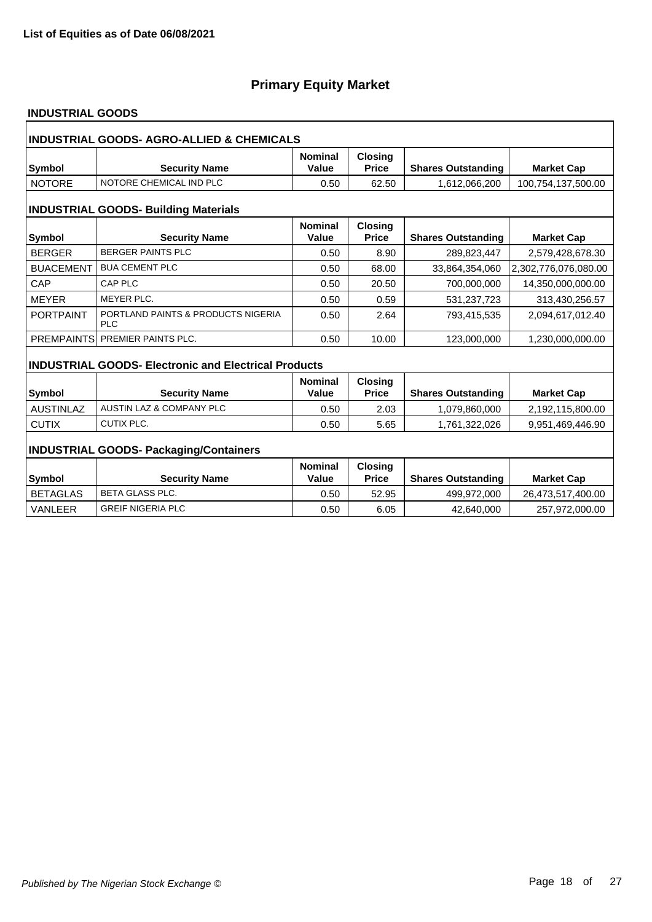**List of Equities as of Date 06/08/2021**

# Primary Equity Market

## INDUSTRIAL GOODS

### INDUSTRIAL GOODS- AGRO-ALLIED & CHEMICALS

| Symbol | Security Name | Nominal Value | Closing Price | Shares Outstanding | Market Cap |
|---|---|---|---|---|---|
| NOTORE | NOTORE CHEMICAL IND PLC | 0.50 | 62.50 | 1,612,066,200 | 100,754,137,500.00 |

### INDUSTRIAL GOODS- Building Materials

| Symbol | Security Name | Nominal Value | Closing Price | Shares Outstanding | Market Cap |
|---|---|---|---|---|---|
| BERGER | BERGER PAINTS PLC | 0.50 | 8.90 | 289,823,447 | 2,579,428,678.30 |
| BUACEMENT | BUA CEMENT PLC | 0.50 | 68.00 | 33,864,354,060 | 2,302,776,076,080.00 |
| CAP | CAP PLC | 0.50 | 20.50 | 700,000,000 | 14,350,000,000.00 |
| MEYER | MEYER PLC. | 0.50 | 0.59 | 531,237,723 | 313,430,256.57 |
| PORTPAINT | PORTLAND PAINTS & PRODUCTS NIGERIA PLC | 0.50 | 2.64 | 793,415,535 | 2,094,617,012.40 |
| PREMPAINTS | PREMIER PAINTS PLC. | 0.50 | 10.00 | 123,000,000 | 1,230,000,000.00 |

### INDUSTRIAL GOODS- Electronic and Electrical Products

| Symbol | Security Name | Nominal Value | Closing Price | Shares Outstanding | Market Cap |
|---|---|---|---|---|---|
| AUSTINLAZ | AUSTIN LAZ & COMPANY PLC | 0.50 | 2.03 | 1,079,860,000 | 2,192,115,800.00 |
| CUTIX | CUTIX PLC. | 0.50 | 5.65 | 1,761,322,026 | 9,951,469,446.90 |

### INDUSTRIAL GOODS- Packaging/Containers

| Symbol | Security Name | Nominal Value | Closing Price | Shares Outstanding | Market Cap |
|---|---|---|---|---|---|
| BETAGLAS | BETA GLASS PLC. | 0.50 | 52.95 | 499,972,000 | 26,473,517,400.00 |
| VANLEER | GREIF NIGERIA PLC | 0.50 | 6.05 | 42,640,000 | 257,972,000.00 |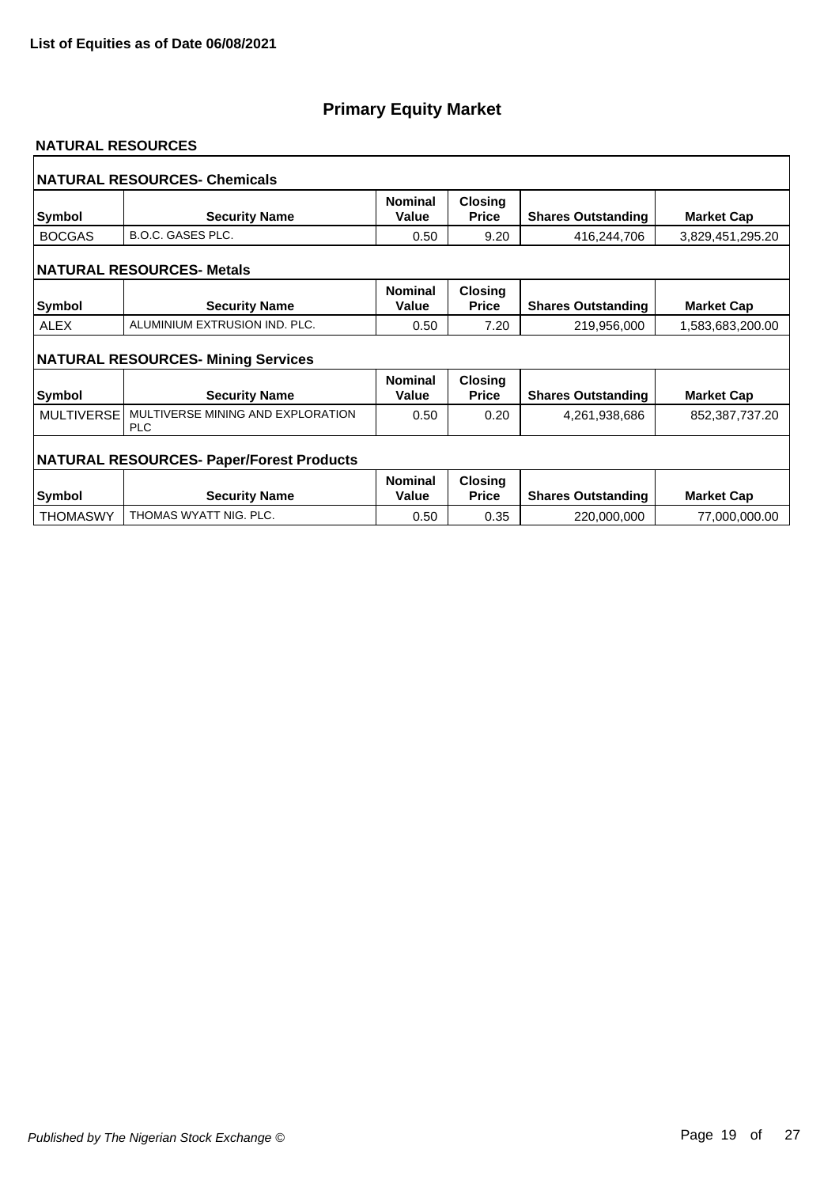**List of Equities as of Date 06/08/2021**

# Primary Equity Market

## NATURAL RESOURCES

### NATURAL RESOURCES- Chemicals

| Symbol | Security Name | Nominal Value | Closing Price | Shares Outstanding | Market Cap |
|---|---|---|---|---|---|
| BOCGAS | B.O.C. GASES PLC. | 0.50 | 9.20 | 416,244,706 | 3,829,451,295.20 |

### NATURAL RESOURCES- Metals

| Symbol | Security Name | Nominal Value | Closing Price | Shares Outstanding | Market Cap |
|---|---|---|---|---|---|
| ALEX | ALUMINIUM EXTRUSION IND. PLC. | 0.50 | 7.20 | 219,956,000 | 1,583,683,200.00 |

### NATURAL RESOURCES- Mining Services

| Symbol | Security Name | Nominal Value | Closing Price | Shares Outstanding | Market Cap |
|---|---|---|---|---|---|
| MULTIVERSE | MULTIVERSE MINING AND EXPLORATION PLC | 0.50 | 0.20 | 4,261,938,686 | 852,387,737.20 |

### NATURAL RESOURCES- Paper/Forest Products

| Symbol | Security Name | Nominal Value | Closing Price | Shares Outstanding | Market Cap |
|---|---|---|---|---|---|
| THOMASWY | THOMAS WYATT NIG. PLC. | 0.50 | 0.35 | 220,000,000 | 77,000,000.00 |

*Published by The Nigerian Stock Exchange ©*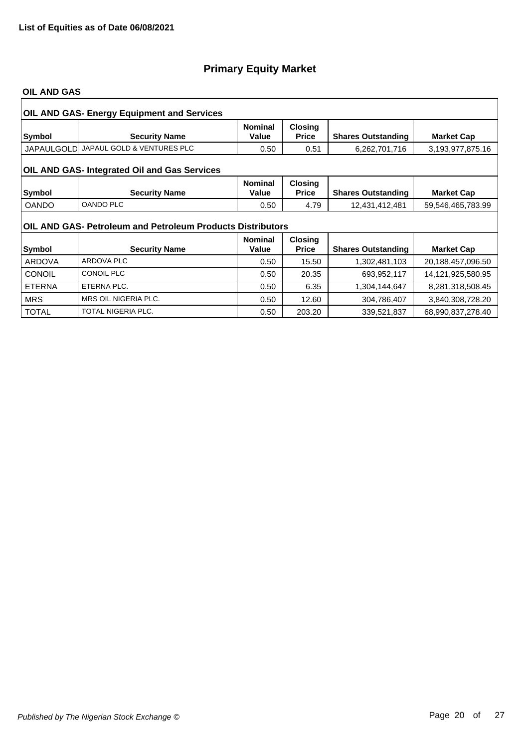**List of Equities as of Date 06/08/2021**

# Primary Equity Market

## OIL AND GAS

### OIL AND GAS- Energy Equipment and Services

| Symbol | Security Name | Nominal Value | Closing Price | Shares Outstanding | Market Cap |
|---|---|---|---|---|---|
| JAPAULGOLD | JAPAUL GOLD & VENTURES PLC | 0.50 | 0.51 | 6,262,701,716 | 3,193,977,875.16 |

### OIL AND GAS- Integrated Oil and Gas Services

| Symbol | Security Name | Nominal Value | Closing Price | Shares Outstanding | Market Cap |
|---|---|---|---|---|---|
| OANDO | OANDO PLC | 0.50 | 4.79 | 12,431,412,481 | 59,546,465,783.99 |

### OIL AND GAS- Petroleum and Petroleum Products Distributors

| Symbol | Security Name | Nominal Value | Closing Price | Shares Outstanding | Market Cap |
|---|---|---|---|---|---|
| ARDOVA | ARDOVA PLC | 0.50 | 15.50 | 1,302,481,103 | 20,188,457,096.50 |
| CONOIL | CONOIL PLC | 0.50 | 20.35 | 693,952,117 | 14,121,925,580.95 |
| ETERNA | ETERNA PLC. | 0.50 | 6.35 | 1,304,144,647 | 8,281,318,508.45 |
| MRS | MRS OIL NIGERIA PLC. | 0.50 | 12.60 | 304,786,407 | 3,840,308,728.20 |
| TOTAL | TOTAL NIGERIA PLC. | 0.50 | 203.20 | 339,521,837 | 68,990,837,278.40 |

*Published by The Nigerian Stock Exchange ©*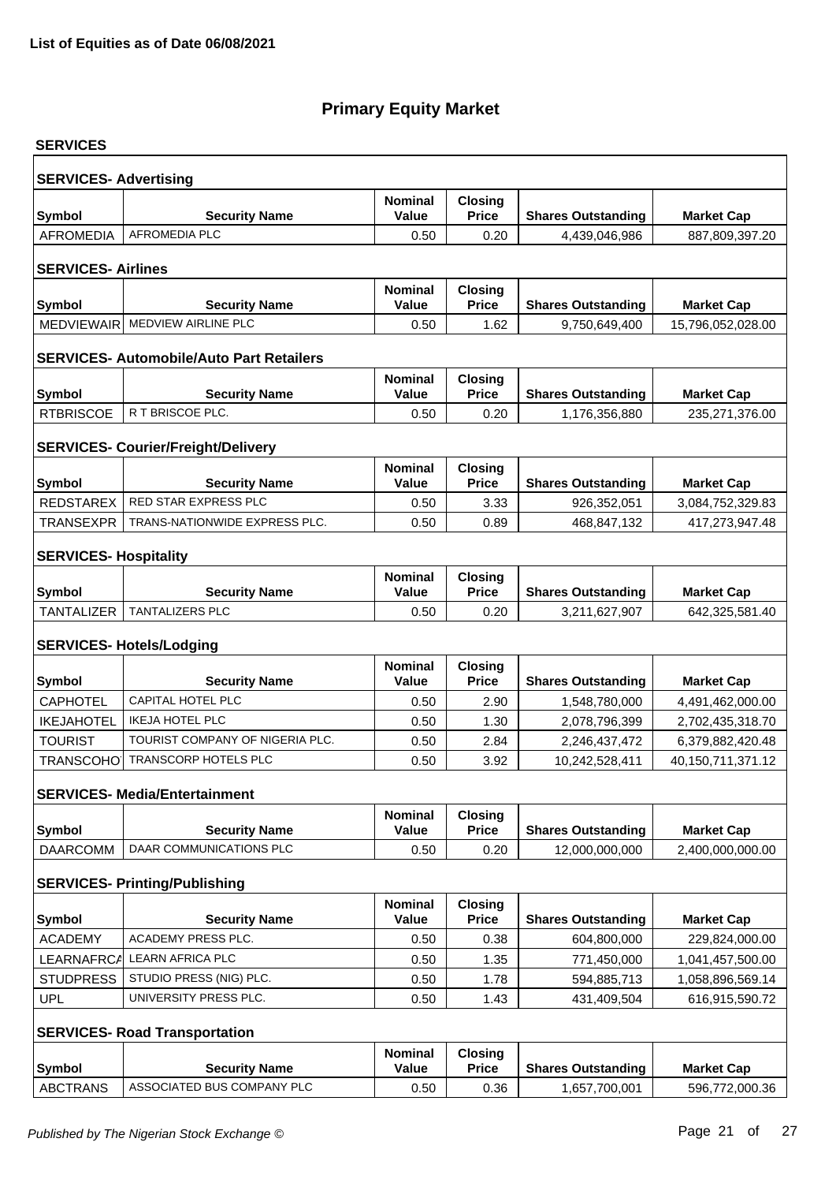**List of Equities as of Date 06/08/2021**

# Primary Equity Market

## SERVICES

### SERVICES- Advertising

| Symbol | Security Name | Nominal Value | Closing Price | Shares Outstanding | Market Cap |
|---|---|---|---|---|---|
| AFROMEDIA | AFROMEDIA PLC | 0.50 | 0.20 | 4,439,046,986 | 887,809,397.20 |

### SERVICES- Airlines

| Symbol | Security Name | Nominal Value | Closing Price | Shares Outstanding | Market Cap |
|---|---|---|---|---|---|
| MEDVIEWAIR | MEDVIEW AIRLINE PLC | 0.50 | 1.62 | 9,750,649,400 | 15,796,052,028.00 |

### SERVICES- Automobile/Auto Part Retailers

| Symbol | Security Name | Nominal Value | Closing Price | Shares Outstanding | Market Cap |
|---|---|---|---|---|---|
| RTBRISCOE | R T BRISCOE PLC. | 0.50 | 0.20 | 1,176,356,880 | 235,271,376.00 |

### SERVICES- Courier/Freight/Delivery

| Symbol | Security Name | Nominal Value | Closing Price | Shares Outstanding | Market Cap |
|---|---|---|---|---|---|
| REDSTAREX | RED STAR EXPRESS PLC | 0.50 | 3.33 | 926,352,051 | 3,084,752,329.83 |
| TRANSEXPR | TRANS-NATIONWIDE EXPRESS PLC. | 0.50 | 0.89 | 468,847,132 | 417,273,947.48 |

### SERVICES- Hospitality

| Symbol | Security Name | Nominal Value | Closing Price | Shares Outstanding | Market Cap |
|---|---|---|---|---|---|
| TANTALIZER | TANTALIZERS PLC | 0.50 | 0.20 | 3,211,627,907 | 642,325,581.40 |

### SERVICES- Hotels/Lodging

| Symbol | Security Name | Nominal Value | Closing Price | Shares Outstanding | Market Cap |
|---|---|---|---|---|---|
| CAPHOTEL | CAPITAL HOTEL PLC | 0.50 | 2.90 | 1,548,780,000 | 4,491,462,000.00 |
| IKEJAHOTEL | IKEJA HOTEL PLC | 0.50 | 1.30 | 2,078,796,399 | 2,702,435,318.70 |
| TOURIST | TOURIST COMPANY OF NIGERIA PLC. | 0.50 | 2.84 | 2,246,437,472 | 6,379,882,420.48 |
| TRANSCOHOT | TRANSCORP HOTELS PLC | 0.50 | 3.92 | 10,242,528,411 | 40,150,711,371.12 |

### SERVICES- Media/Entertainment

| Symbol | Security Name | Nominal Value | Closing Price | Shares Outstanding | Market Cap |
|---|---|---|---|---|---|
| DAARCOMM | DAAR COMMUNICATIONS PLC | 0.50 | 0.20 | 12,000,000,000 | 2,400,000,000.00 |

### SERVICES- Printing/Publishing

| Symbol | Security Name | Nominal Value | Closing Price | Shares Outstanding | Market Cap |
|---|---|---|---|---|---|
| ACADEMY | ACADEMY PRESS PLC. | 0.50 | 0.38 | 604,800,000 | 229,824,000.00 |
| LEARNAFRCA | LEARN AFRICA PLC | 0.50 | 1.35 | 771,450,000 | 1,041,457,500.00 |
| STUDPRESS | STUDIO PRESS (NIG) PLC. | 0.50 | 1.78 | 594,885,713 | 1,058,896,569.14 |
| UPL | UNIVERSITY PRESS PLC. | 0.50 | 1.43 | 431,409,504 | 616,915,590.72 |

### SERVICES- Road Transportation

| Symbol | Security Name | Nominal Value | Closing Price | Shares Outstanding | Market Cap |
|---|---|---|---|---|---|
| ABCTRANS | ASSOCIATED BUS COMPANY PLC | 0.50 | 0.36 | 1,657,700,001 | 596,772,000.36 |

*Published by The Nigerian Stock Exchange ©*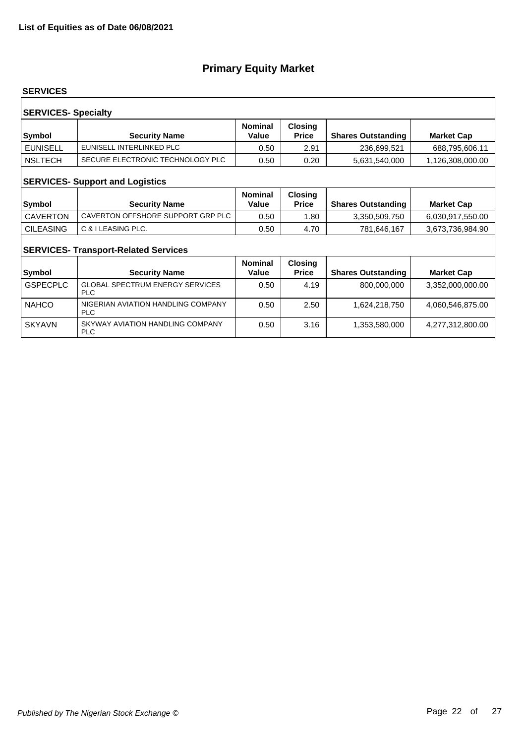**List of Equities as of Date 06/08/2021**

# Primary Equity Market

## SERVICES

### SERVICES- Specialty

| Symbol | Security Name | Nominal Value | Closing Price | Shares Outstanding | Market Cap |
|---|---|---|---|---|---|
| EUNISELL | EUNISELL INTERLINKED PLC | 0.50 | 2.91 | 236,699,521 | 688,795,606.11 |
| NSLTECH | SECURE ELECTRONIC TECHNOLOGY PLC | 0.50 | 0.20 | 5,631,540,000 | 1,126,308,000.00 |

### SERVICES- Support and Logistics

| Symbol | Security Name | Nominal Value | Closing Price | Shares Outstanding | Market Cap |
|---|---|---|---|---|---|
| CAVERTON | CAVERTON OFFSHORE SUPPORT GRP PLC | 0.50 | 1.80 | 3,350,509,750 | 6,030,917,550.00 |
| CILEASING | C & I LEASING PLC. | 0.50 | 4.70 | 781,646,167 | 3,673,736,984.90 |

### SERVICES- Transport-Related Services

| Symbol | Security Name | Nominal Value | Closing Price | Shares Outstanding | Market Cap |
|---|---|---|---|---|---|
| GSPECPLC | GLOBAL SPECTRUM ENERGY SERVICES PLC | 0.50 | 4.19 | 800,000,000 | 3,352,000,000.00 |
| NAHCO | NIGERIAN AVIATION HANDLING COMPANY PLC | 0.50 | 2.50 | 1,624,218,750 | 4,060,546,875.00 |
| SKYAVN | SKYWAY AVIATION HANDLING COMPANY PLC | 0.50 | 3.16 | 1,353,580,000 | 4,277,312,800.00 |

*Published by The Nigerian Stock Exchange ©*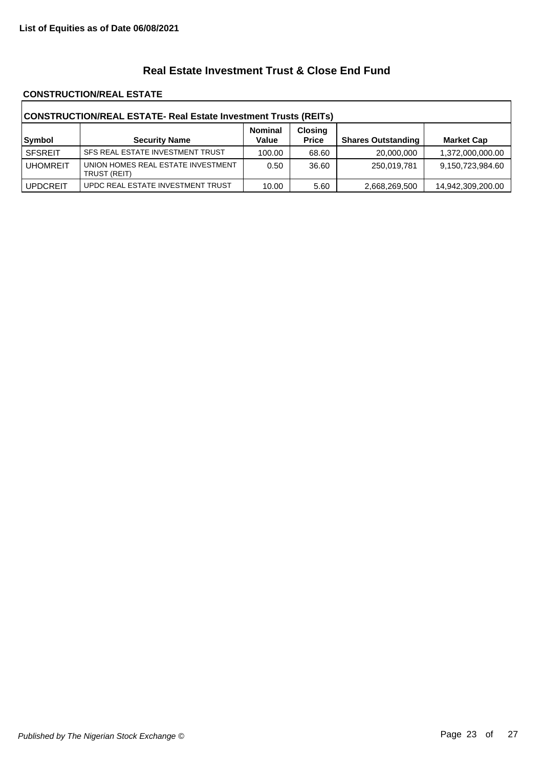**List of Equities as of Date 06/08/2021**

## Real Estate Investment Trust & Close End Fund

### CONSTRUCTION/REAL ESTATE

| CONSTRUCTION/REAL ESTATE- Real Estate Investment Trusts (REITs) | | | | | |
|---|---|---|---|---|---|
| **Symbol** | **Security Name** | **Nominal Value** | **Closing Price** | **Shares Outstanding** | **Market Cap** |
| SFSREIT | SFS REAL ESTATE INVESTMENT TRUST | 100.00 | 68.60 | 20,000,000 | 1,372,000,000.00 |
| UHOMREIT | UNION HOMES REAL ESTATE INVESTMENT TRUST (REIT) | 0.50 | 36.60 | 250,019,781 | 9,150,723,984.60 |
| UPDCREIT | UPDC REAL ESTATE INVESTMENT TRUST | 10.00 | 5.60 | 2,668,269,500 | 14,942,309,200.00 |

*Published by The Nigerian Stock Exchange ©*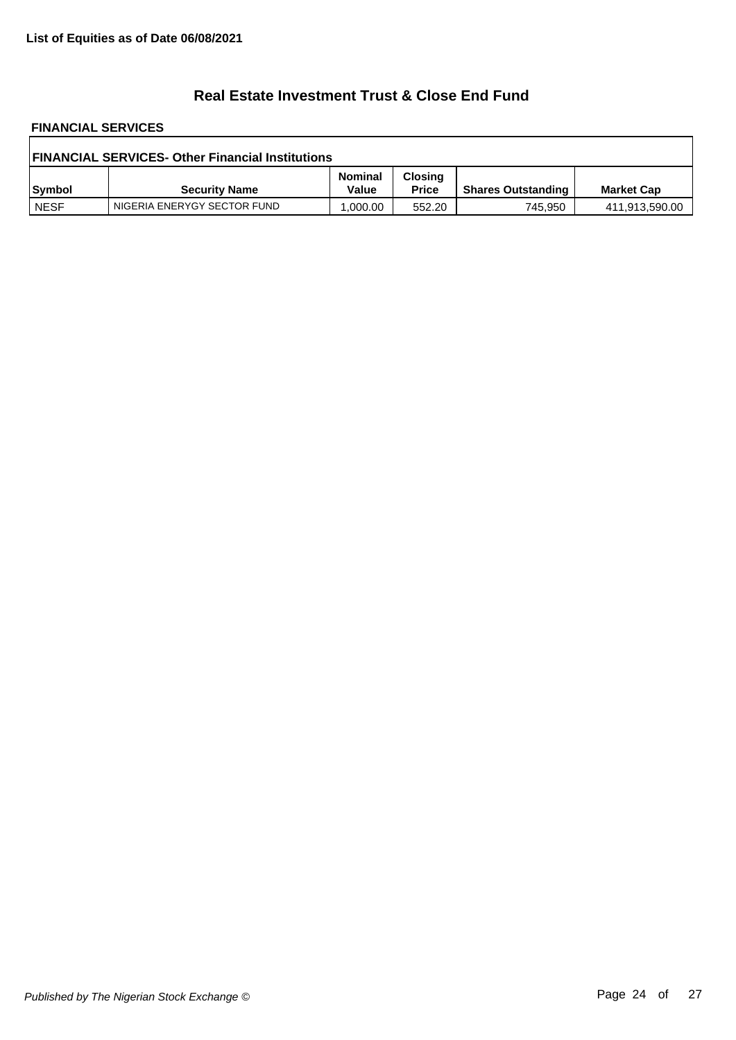**List of Equities as of Date 06/08/2021**

# Real Estate Investment Trust & Close End Fund

**FINANCIAL SERVICES**

| FINANCIAL SERVICES- Other Financial Institutions | | | | | |
|---|---|---|---|---|---|
| **Symbol** | **Security Name** | **Nominal Value** | **Closing Price** | **Shares Outstanding** | **Market Cap** |
| NESF | NIGERIA ENERYGY SECTOR FUND | 1,000.00 | 552.20 | 745,950 | 411,913,590.00 |

*Published by The Nigerian Stock Exchange ©*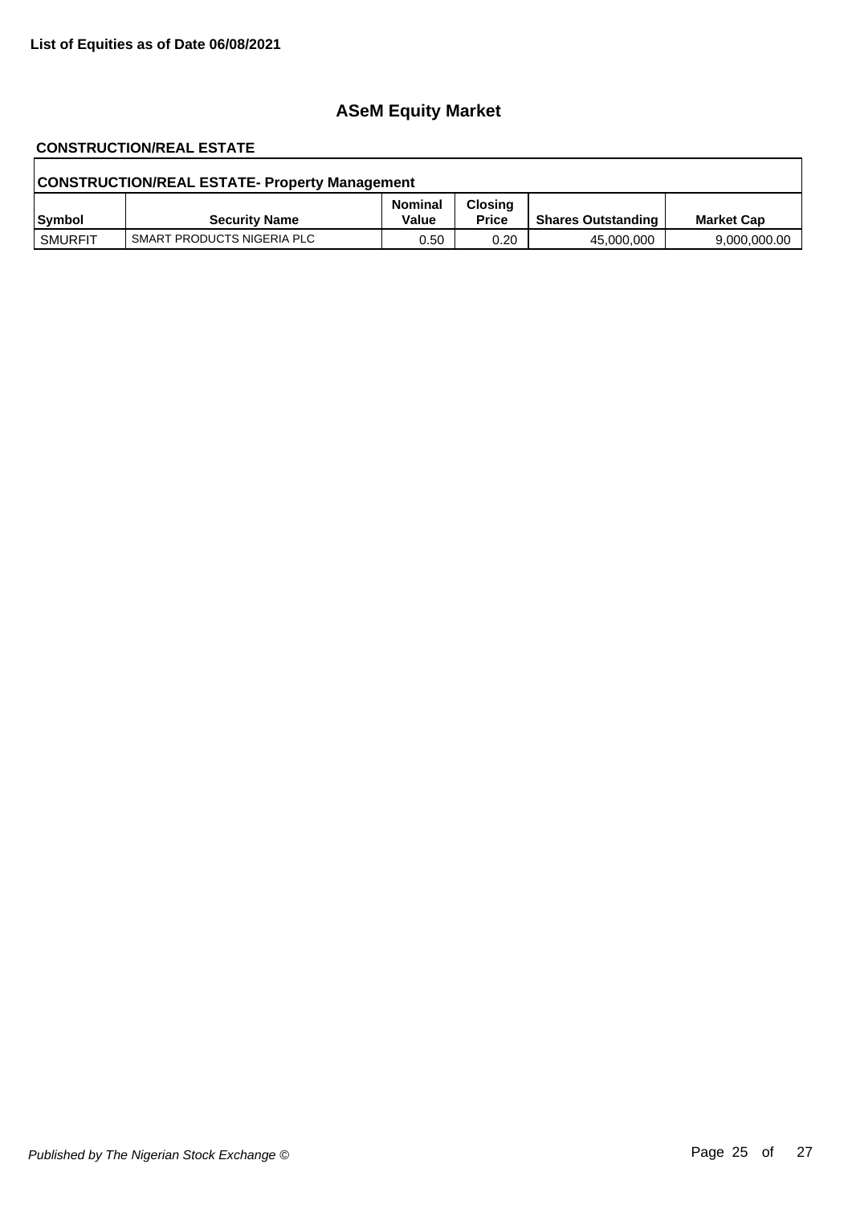**List of Equities as of Date 06/08/2021**

# ASeM Equity Market

## CONSTRUCTION/REAL ESTATE

| CONSTRUCTION/REAL ESTATE- Property Management | | | | | |
|---|---|---|---|---|---|
| **Symbol** | **Security Name** | **Nominal Value** | **Closing Price** | **Shares Outstanding** | **Market Cap** |
| SMURFIT | SMART PRODUCTS NIGERIA PLC | 0.50 | 0.20 | 45,000,000 | 9,000,000.00 |

*Published by The Nigerian Stock Exchange ©*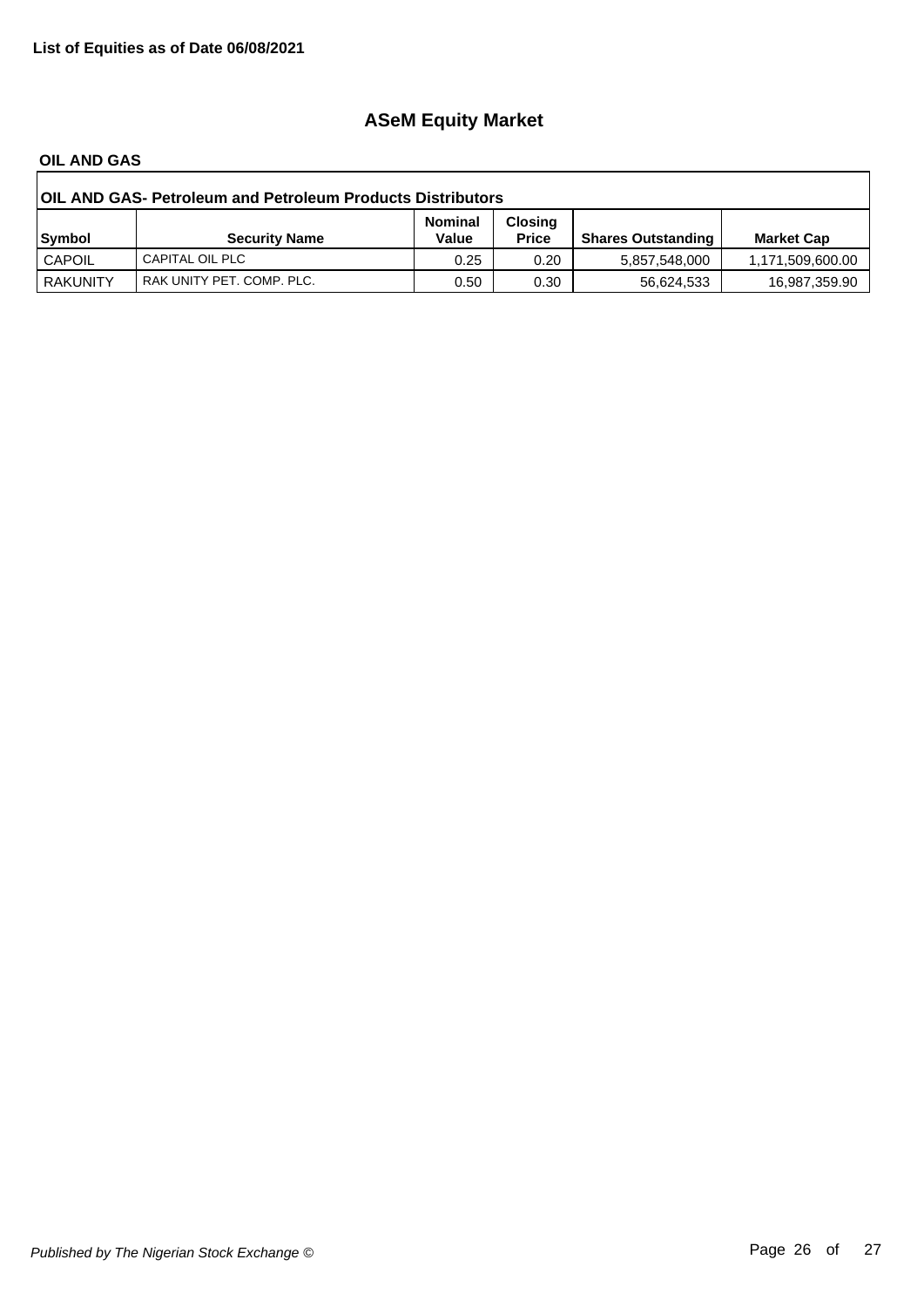**List of Equities as of Date 06/08/2021**

# ASeM Equity Market

## OIL AND GAS

| OIL AND GAS- Petroleum and Petroleum Products Distributors | | | | | |
|---|---|---|---|---|---|
| Symbol | Security Name | Nominal Value | Closing Price | Shares Outstanding | Market Cap |
| CAPOIL | CAPITAL OIL PLC | 0.25 | 0.20 | 5,857,548,000 | 1,171,509,600.00 |
| RAKUNITY | RAK UNITY PET. COMP. PLC. | 0.50 | 0.30 | 56,624,533 | 16,987,359.90 |

*Published by The Nigerian Stock Exchange ©*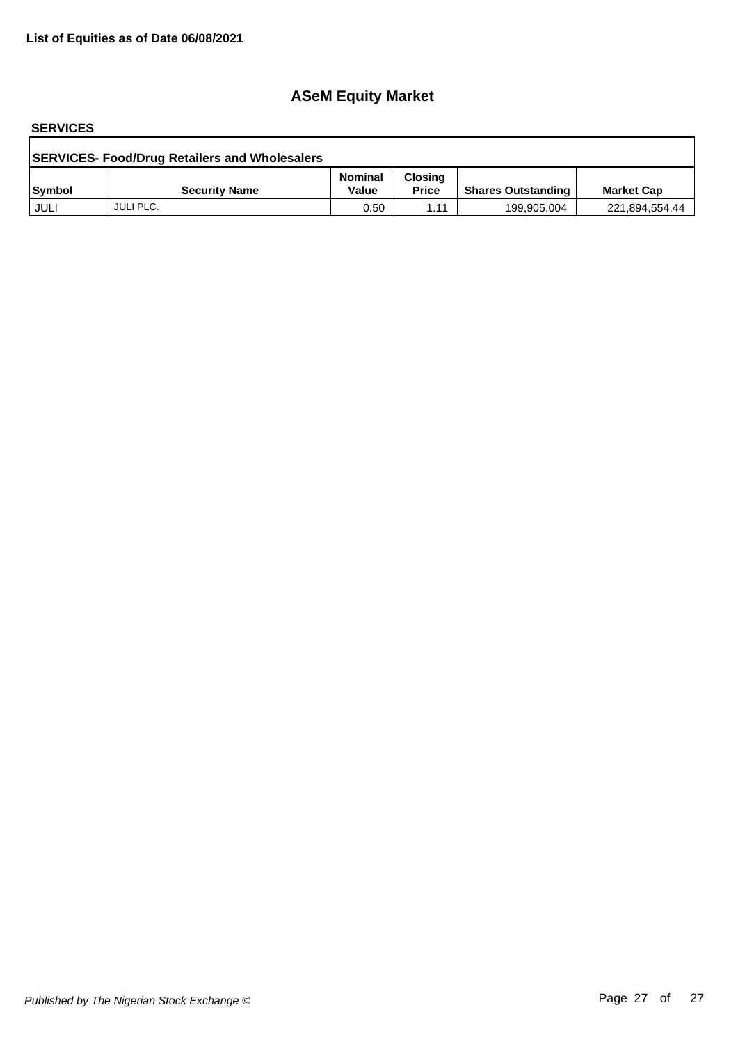**List of Equities as of Date 06/08/2021**

# ASeM Equity Market

**SERVICES**

**SERVICES- Food/Drug Retailers and Wholesalers**

| Symbol | Security Name | Nominal Value | Closing Price | Shares Outstanding | Market Cap |
|---|---|---|---|---|---|
| JULI | JULI PLC. | 0.50 | 1.11 | 199,905,004 | 221,894,554.44 |

*Published by The Nigerian Stock Exchange ©*